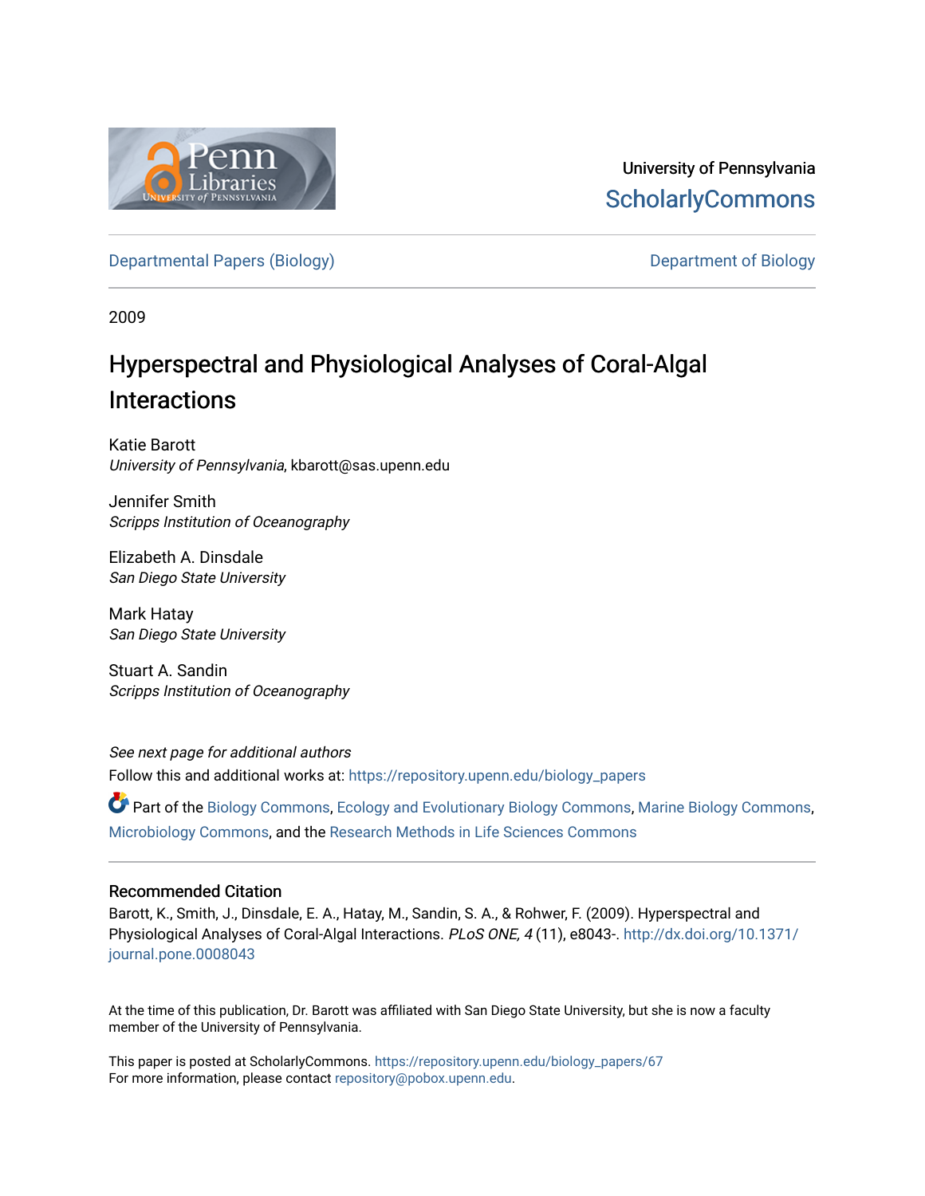University of Pennsylvania
ScholarlyCommons

Departmental Papers (Biology) | Department of Biology

2009

# Hyperspectral and Physiological Analyses of Coral-Algal Interactions

Katie Barott
*University of Pennsylvania*, kbarott@sas.upenn.edu

Jennifer Smith
*Scripps Institution of Oceanography*

Elizabeth A. Dinsdale
*San Diego State University*

Mark Hatay
*San Diego State University*

Stuart A. Sandin
*Scripps Institution of Oceanography*

*See next page for additional authors*

Follow this and additional works at: https://repository.upenn.edu/biology_papers

Part of the Biology Commons, Ecology and Evolutionary Biology Commons, Marine Biology Commons, Microbiology Commons, and the Research Methods in Life Sciences Commons

## Recommended Citation

Barott, K., Smith, J., Dinsdale, E. A., Hatay, M., Sandin, S. A., & Rohwer, F. (2009). Hyperspectral and Physiological Analyses of Coral-Algal Interactions. *PLoS ONE, 4* (11), e8043-. http://dx.doi.org/10.1371/journal.pone.0008043

At the time of this publication, Dr. Barott was affiliated with San Diego State University, but she is now a faculty member of the University of Pennsylvania.

This paper is posted at ScholarlyCommons. https://repository.upenn.edu/biology_papers/67
For more information, please contact repository@pobox.upenn.edu.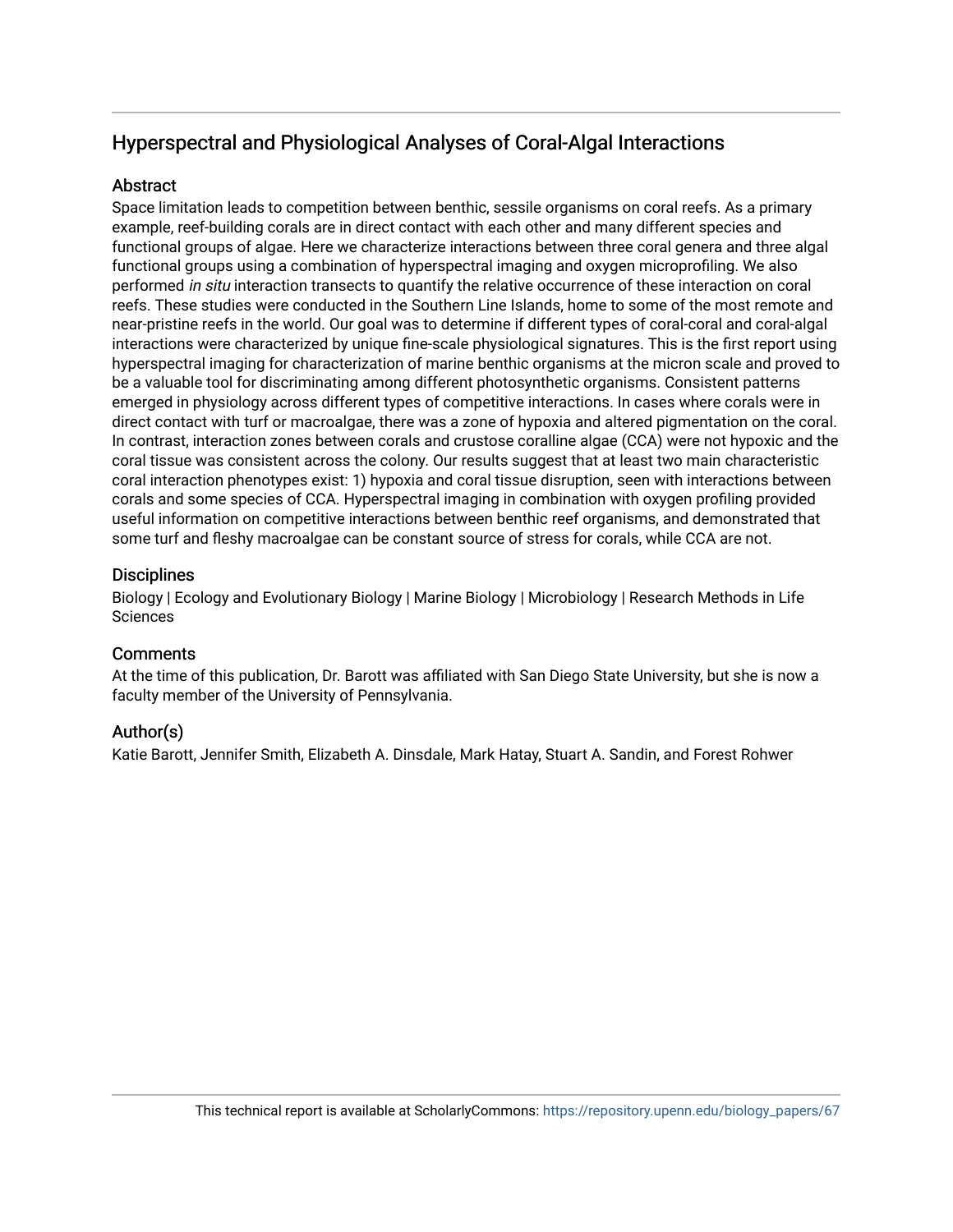## Hyperspectral and Physiological Analyses of Coral-Algal Interactions

### Abstract

Space limitation leads to competition between benthic, sessile organisms on coral reefs. As a primary example, reef-building corals are in direct contact with each other and many different species and functional groups of algae. Here we characterize interactions between three coral genera and three algal functional groups using a combination of hyperspectral imaging and oxygen microprofiling. We also performed *in situ* interaction transects to quantify the relative occurrence of these interaction on coral reefs. These studies were conducted in the Southern Line Islands, home to some of the most remote and near-pristine reefs in the world. Our goal was to determine if different types of coral-coral and coral-algal interactions were characterized by unique fine-scale physiological signatures. This is the first report using hyperspectral imaging for characterization of marine benthic organisms at the micron scale and proved to be a valuable tool for discriminating among different photosynthetic organisms. Consistent patterns emerged in physiology across different types of competitive interactions. In cases where corals were in direct contact with turf or macroalgae, there was a zone of hypoxia and altered pigmentation on the coral. In contrast, interaction zones between corals and crustose coralline algae (CCA) were not hypoxic and the coral tissue was consistent across the colony. Our results suggest that at least two main characteristic coral interaction phenotypes exist: 1) hypoxia and coral tissue disruption, seen with interactions between corals and some species of CCA. Hyperspectral imaging in combination with oxygen profiling provided useful information on competitive interactions between benthic reef organisms, and demonstrated that some turf and fleshy macroalgae can be constant source of stress for corals, while CCA are not.

### Disciplines

Biology | Ecology and Evolutionary Biology | Marine Biology | Microbiology | Research Methods in Life Sciences

### Comments

At the time of this publication, Dr. Barott was affiliated with San Diego State University, but she is now a faculty member of the University of Pennsylvania.

### Author(s)

Katie Barott, Jennifer Smith, Elizabeth A. Dinsdale, Mark Hatay, Stuart A. Sandin, and Forest Rohwer

This technical report is available at ScholarlyCommons: https://repository.upenn.edu/biology_papers/67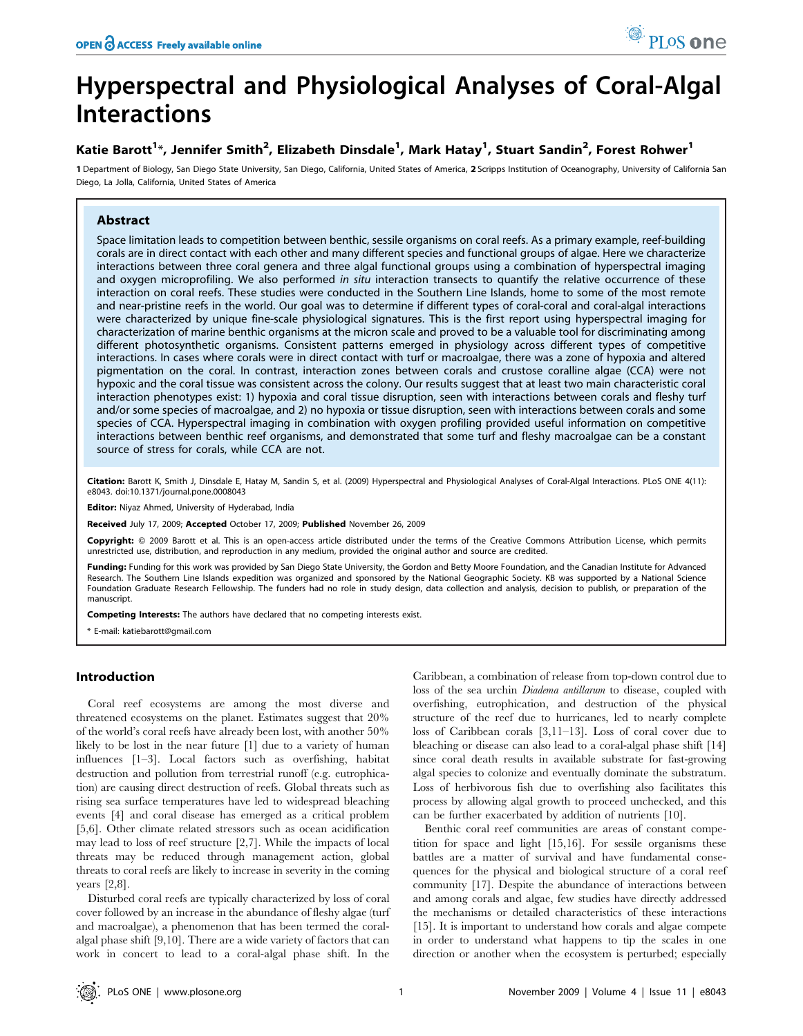# Hyperspectral and Physiological Analyses of Coral-Algal Interactions

Katie Barott[1]*, Jennifer Smith[2], Elizabeth Dinsdale[1], Mark Hatay[1], Stuart Sandin[2], Forest Rohwer[1]

1 Department of Biology, San Diego State University, San Diego, California, United States of America, 2 Scripps Institution of Oceanography, University of California San Diego, La Jolla, California, United States of America

## Abstract

Space limitation leads to competition between benthic, sessile organisms on coral reefs. As a primary example, reef-building corals are in direct contact with each other and many different species and functional groups of algae. Here we characterize interactions between three coral genera and three algal functional groups using a combination of hyperspectral imaging and oxygen microprofiling. We also performed *in situ* interaction transects to quantify the relative occurrence of these interaction on coral reefs. These studies were conducted in the Southern Line Islands, home to some of the most remote and near-pristine reefs in the world. Our goal was to determine if different types of coral-coral and coral-algal interactions were characterized by unique fine-scale physiological signatures. This is the first report using hyperspectral imaging for characterization of marine benthic organisms at the micron scale and proved to be a valuable tool for discriminating among different photosynthetic organisms. Consistent patterns emerged in physiology across different types of competitive interactions. In cases where corals were in direct contact with turf or macroalgae, there was a zone of hypoxia and altered pigmentation on the coral. In contrast, interaction zones between corals and crustose coralline algae (CCA) were not hypoxic and the coral tissue was consistent across the colony. Our results suggest that at least two main characteristic coral interaction phenotypes exist: 1) hypoxia and coral tissue disruption, seen with interactions between corals and fleshy turf and/or some species of macroalgae, and 2) no hypoxia or tissue disruption, seen with interactions between corals and some species of CCA. Hyperspectral imaging in combination with oxygen profiling provided useful information on competitive interactions between benthic reef organisms, and demonstrated that some turf and fleshy macroalgae can be a constant source of stress for corals, while CCA are not.

**Citation:** Barott K, Smith J, Dinsdale E, Hatay M, Sandin S, et al. (2009) Hyperspectral and Physiological Analyses of Coral-Algal Interactions. PLoS ONE 4(11): e8043. doi:10.1371/journal.pone.0008043

**Editor:** Niyaz Ahmed, University of Hyderabad, India

**Received** July 17, 2009; **Accepted** October 17, 2009; **Published** November 26, 2009

**Copyright:** © 2009 Barott et al. This is an open-access article distributed under the terms of the Creative Commons Attribution License, which permits unrestricted use, distribution, and reproduction in any medium, provided the original author and source are credited.

**Funding:** Funding for this work was provided by San Diego State University, the Gordon and Betty Moore Foundation, and the Canadian Institute for Advanced Research. The Southern Line Islands expedition was organized and sponsored by the National Geographic Society. KB was supported by a National Science Foundation Graduate Research Fellowship. The funders had no role in study design, data collection and analysis, decision to publish, or preparation of the manuscript.

**Competing Interests:** The authors have declared that no competing interests exist.

\* E-mail: katiebarott@gmail.com

## Introduction

Coral reef ecosystems are among the most diverse and threatened ecosystems on the planet. Estimates suggest that 20% of the world's coral reefs have already been lost, with another 50% likely to be lost in the near future [1] due to a variety of human influences [1–3]. Local factors such as overfishing, habitat destruction and pollution from terrestrial runoff (e.g. eutrophication) are causing direct destruction of reefs. Global threats such as rising sea surface temperatures have led to widespread bleaching events [4] and coral disease has emerged as a critical problem [5,6]. Other climate related stressors such as ocean acidification may lead to loss of reef structure [2,7]. While the impacts of local threats may be reduced through management action, global threats to coral reefs are likely to increase in severity in the coming years [2,8].

Disturbed coral reefs are typically characterized by loss of coral cover followed by an increase in the abundance of fleshy algae (turf and macroalgae), a phenomenon that has been termed the coral-algal phase shift [9,10]. There are a wide variety of factors that can work in concert to lead to a coral-algal phase shift. In the Caribbean, a combination of release from top-down control due to loss of the sea urchin *Diadema antillarum* to disease, coupled with overfishing, eutrophication, and destruction of the physical structure of the reef due to hurricanes, led to nearly complete loss of Caribbean corals [3,11–13]. Loss of coral cover due to bleaching or disease can also lead to a coral-algal phase shift [14] since coral death results in available substrate for fast-growing algal species to colonize and eventually dominate the substratum. Loss of herbivorous fish due to overfishing also facilitates this process by allowing algal growth to proceed unchecked, and this can be further exacerbated by addition of nutrients [10].

Benthic coral reef communities are areas of constant competition for space and light [15,16]. For sessile organisms these battles are a matter of survival and have fundamental consequences for the physical and biological structure of a coral reef community [17]. Despite the abundance of interactions between and among corals and algae, few studies have directly addressed the mechanisms or detailed characteristics of these interactions [15]. It is important to understand how corals and algae compete in order to understand what happens to tip the scales in one direction or another when the ecosystem is perturbed; especially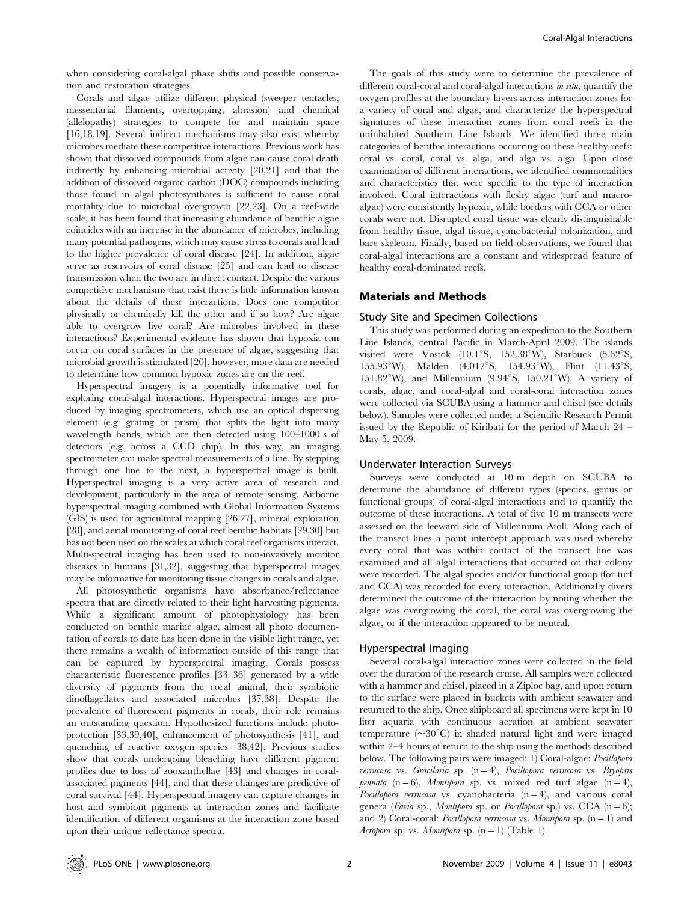when considering coral-algal phase shifts and possible conservation and restoration strategies.

Corals and algae utilize different physical (sweeper tentacles, messentarial filaments, overtopping, abrasion) and chemical (allelopathy) strategies to compete for and maintain space [16,18,19]. Several indirect mechanisms may also exist whereby microbes mediate these competitive interactions. Previous work has shown that dissolved compounds from algae can cause coral death indirectly by enhancing microbial activity [20,21] and that the addition of dissolved organic carbon (DOC) compounds including those found in algal photosynthates is sufficient to cause coral mortality due to microbial overgrowth [22,23]. On a reef-wide scale, it has been found that increasing abundance of benthic algae coincides with an increase in the abundance of microbes, including many potential pathogens, which may cause stress to corals and lead to the higher prevalence of coral disease [24]. In addition, algae serve as reservoirs of coral disease [25] and can lead to disease transmission when the two are in direct contact. Despite the various competitive mechanisms that exist there is little information known about the details of these interactions. Does one competitor physically or chemically kill the other and if so how? Are algae able to overgrow live coral? Are microbes involved in these interactions? Experimental evidence has shown that hypoxia can occur on coral surfaces in the presence of algae, suggesting that microbial growth is stimulated [20], however, more data are needed to determine how common hypoxic zones are on the reef.

Hyperspectral imagery is a potentially informative tool for exploring coral-algal interactions. Hyperspectral images are produced by imaging spectrometers, which use an optical dispersing element (e.g. grating or prism) that splits the light into many wavelength bands, which are then detected using 100–1000 s of detectors (e.g. across a CCD chip). In this way, an imaging spectrometer can make spectral measurements of a line. By stepping through one line to the next, a hyperspectral image is built. Hyperspectral imaging is a very active area of research and development, particularly in the area of remote sensing. Airborne hyperspectral imaging combined with Global Information Systems (GIS) is used for agricultural mapping [26,27], mineral exploration [28], and aerial monitoring of coral reef benthic habitats [29,30] but has not been used on the scales at which coral reef organisms interact. Multi-spectral imaging has been used to non-invasively monitor diseases in humans [31,32], suggesting that hyperspectral images may be informative for monitoring tissue changes in corals and algae.

All photosynthetic organisms have absorbance/reflectance spectra that are directly related to their light harvesting pigments. While a significant amount of photophysiology has been conducted on benthic marine algae, almost all photo documentation of corals to date has been done in the visible light range, yet there remains a wealth of information outside of this range that can be captured by hyperspectral imaging. Corals possess characteristic fluorescence profiles [33–36] generated by a wide diversity of pigments from the coral animal, their symbiotic dinoflagellates and associated microbes [37,38]. Despite the prevalence of fluorescent pigments in corals, their role remains an outstanding question. Hypothesized functions include photoprotection [33,39,40], enhancement of photosynthesis [41], and quenching of reactive oxygen species [38,42]. Previous studies show that corals undergoing bleaching have different pigment profiles due to loss of zooxanthellae [43] and changes in coral-associated pigments [44], and that these changes are predictive of coral survival [44]. Hyperspectral imagery can capture changes in host and symbiont pigments at interaction zones and facilitate identification of different organisms at the interaction zone based upon their unique reflectance spectra.

The goals of this study were to determine the prevalence of different coral-coral and coral-algal interactions *in situ*, quantify the oxygen profiles at the boundary layers across interaction zones for a variety of coral and algae, and characterize the hyperspectral signatures of these interaction zones from coral reefs in the uninhabited Southern Line Islands. We identified three main categories of benthic interactions occurring on these healthy reefs: coral vs. coral, coral vs. alga, and alga vs. alga. Upon close examination of different interactions, we identified commonalities and characteristics that were specific to the type of interaction involved. Coral interactions with fleshy algae (turf and macroalgae) were consistently hypoxic, while borders with CCA or other corals were not. Disrupted coral tissue was clearly distinguishable from healthy tissue, algal tissue, cyanobacterial colonization, and bare skeleton. Finally, based on field observations, we found that coral-algal interactions are a constant and widespread feature of healthy coral-dominated reefs.

## Materials and Methods

### Study Site and Specimen Collections

This study was performed during an expedition to the Southern Line Islands, central Pacific in March-April 2009. The islands visited were Vostok (10.1°S, 152.38°W), Starbuck (5.62°S, 155.93°W), Malden (4.017°S, 154.93°W), Flint (11.43°S, 151.82°W), and Millennium (9.94°S, 150.21°W). A variety of corals, algae, and coral-algal and coral-coral interaction zones were collected via SCUBA using a hammer and chisel (see details below). Samples were collected under a Scientific Research Permit issued by the Republic of Kiribati for the period of March 24 – May 5, 2009.

### Underwater Interaction Surveys

Surveys were conducted at 10 m depth on SCUBA to determine the abundance of different types (species, genus or functional groups) of coral-algal interactions and to quantify the outcome of these interactions. A total of five 10 m transects were assessed on the leeward side of Millennium Atoll. Along each of the transect lines a point intercept approach was used whereby every coral that was within contact of the transect line was examined and all algal interactions that occurred on that colony were recorded. The algal species and/or functional group (for turf and CCA) was recorded for every interaction. Additionally divers determined the outcome of the interaction by noting whether the algae was overgrowing the coral, the coral was overgrowing the algae, or if the interaction appeared to be neutral.

### Hyperspectral Imaging

Several coral-algal interaction zones were collected in the field over the duration of the research cruise. All samples were collected with a hammer and chisel, placed in a Ziploc bag, and upon return to the surface were placed in buckets with ambient seawater and returned to the ship. Once shipboard all specimens were kept in 10 liter aquaria with continuous aeration at ambient seawater temperature (~30°C) in shaded natural light and were imaged within 2–4 hours of return to the ship using the methods described below. The following pairs were imaged: 1) Coral-algae: *Pocillopora verrucosa* vs. *Gracilaria* sp. (n = 4), *Pocillopora verrucosa* vs. *Bryopsis pennata* (n = 6), *Montipora* sp. vs. mixed red turf algae (n = 4), *Pocillopora verrucosa* vs. cyanobacteria (n = 4), and various coral genera (*Favia* sp., *Montipora* sp. or *Pocillopora* sp.) vs. CCA (n = 6); and 2) Coral-coral: *Pocillopora verrucosa* vs. *Montipora* sp. (n = 1) and *Acropora* sp. vs. *Montipora* sp. (n = 1) (Table 1).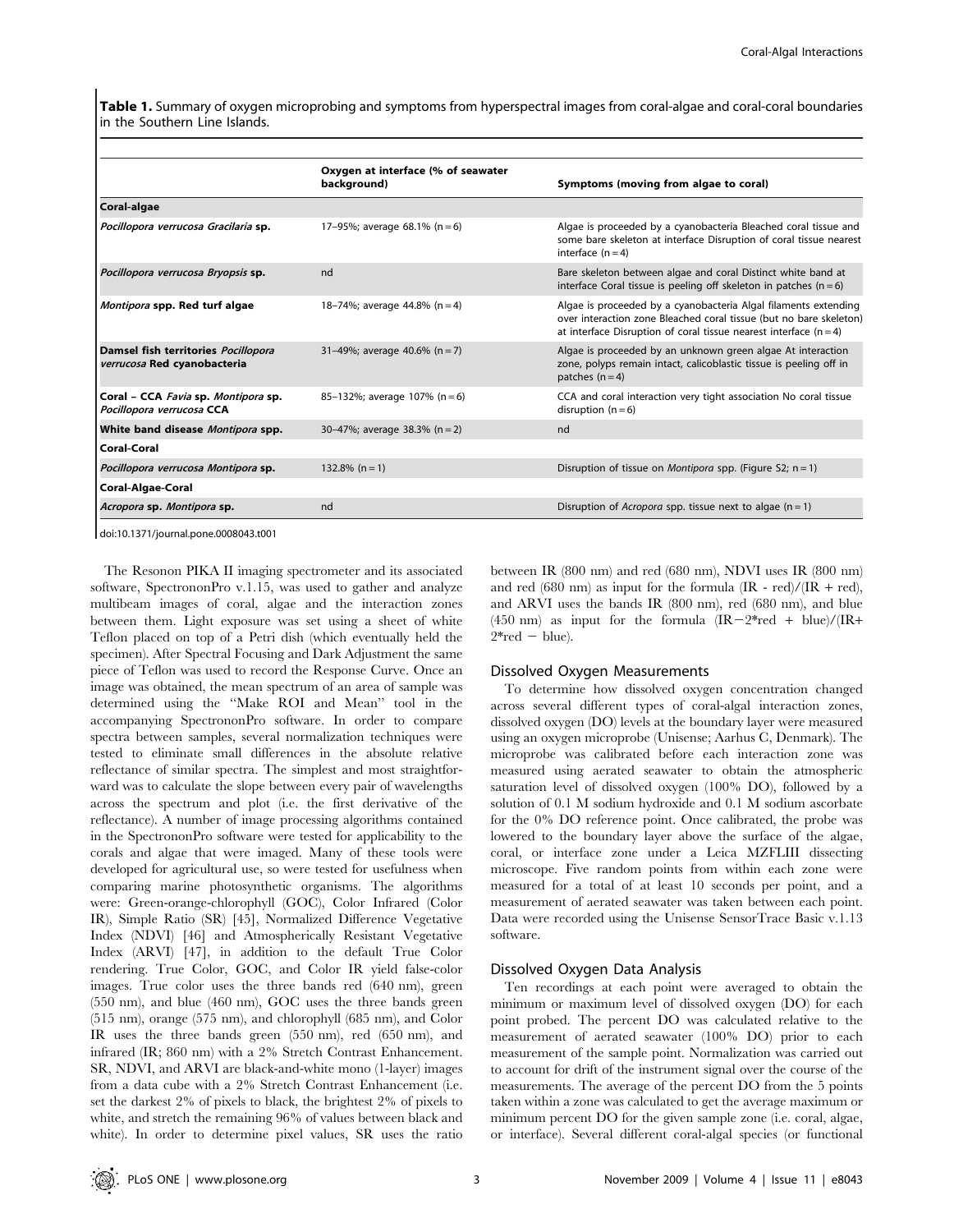**Table 1.** Summary of oxygen microprobing and symptoms from hyperspectral images from coral-algae and coral-coral boundaries in the Southern Line Islands.

| | Oxygen at interface (% of seawater background) | Symptoms (moving from algae to coral) |
|---|---|---|
| **Coral-algae** | | |
| ***Pocillopora verrucosa Gracilaria* sp.** | 17–95%; average 68.1% (n = 6) | Algae is proceeded by a cyanobacteria Bleached coral tissue and some bare skeleton at interface Disruption of coral tissue nearest interface (n = 4) |
| ***Pocillopora verrucosa Bryopsis* sp.** | nd | Bare skeleton between algae and coral Distinct white band at interface Coral tissue is peeling off skeleton in patches (n = 6) |
| ***Montipora* spp. Red turf algae** | 18–74%; average 44.8% (n = 4) | Algae is proceeded by a cyanobacteria Algal filaments extending over interaction zone Bleached coral tissue (but no bare skeleton) at interface Disruption of coral tissue nearest interface (n = 4) |
| **Damsel fish territories *Pocillopora verrucosa* Red cyanobacteria** | 31–49%; average 40.6% (n = 7) | Algae is proceeded by an unknown green algae At interaction zone, polyps remain intact, calicoblastic tissue is peeling off in patches (n = 4) |
| **Coral – CCA *Favia* sp. *Montipora* sp. *Pocillopora verrucosa* CCA** | 85–132%; average 107% (n = 6) | CCA and coral interaction very tight association No coral tissue disruption (n = 6) |
| **White band disease *Montipora* spp.** | 30–47%; average 38.3% (n = 2) | nd |
| **Coral-Coral** | | |
| ***Pocillopora verrucosa Montipora* sp.** | 132.8% (n = 1) | Disruption of tissue on *Montipora* spp. (Figure S2; n = 1) |
| **Coral-Algae-Coral** | | |
| ***Acropora* sp. *Montipora* sp.** | nd | Disruption of *Acropora* spp. tissue next to algae (n = 1) |

doi:10.1371/journal.pone.0008043.t001

The Resonon PIKA II imaging spectrometer and its associated software, SpectrononPro v.1.15, was used to gather and analyze multibeam images of coral, algae and the interaction zones between them. Light exposure was set using a sheet of white Teflon placed on top of a Petri dish (which eventually held the specimen). After Spectral Focusing and Dark Adjustment the same piece of Teflon was used to record the Response Curve. Once an image was obtained, the mean spectrum of an area of sample was determined using the "Make ROI and Mean" tool in the accompanying SpectrononPro software. In order to compare spectra between samples, several normalization techniques were tested to eliminate small differences in the absolute relative reflectance of similar spectra. The simplest and most straightforward was to calculate the slope between every pair of wavelengths across the spectrum and plot (i.e. the first derivative of the reflectance). A number of image processing algorithms contained in the SpectrononPro software were tested for applicability to the corals and algae that were imaged. Many of these tools were developed for agricultural use, so were tested for usefulness when comparing marine photosynthetic organisms. The algorithms were: Green-orange-chlorophyll (GOC), Color Infrared (Color IR), Simple Ratio (SR) [45], Normalized Difference Vegetative Index (NDVI) [46] and Atmospherically Resistant Vegetative Index (ARVI) [47], in addition to the default True Color rendering. True Color, GOC, and Color IR yield false-color images. True color uses the three bands red (640 nm), green (550 nm), and blue (460 nm), GOC uses the three bands green (515 nm), orange (575 nm), and chlorophyll (685 nm), and Color IR uses the three bands green (550 nm), red (650 nm), and infrared (IR; 860 nm) with a 2% Stretch Contrast Enhancement. SR, NDVI, and ARVI are black-and-white mono (1-layer) images from a data cube with a 2% Stretch Contrast Enhancement (i.e. set the darkest 2% of pixels to black, the brightest 2% of pixels to white, and stretch the remaining 96% of values between black and white). In order to determine pixel values, SR uses the ratio between IR (800 nm) and red (680 nm), NDVI uses IR (800 nm) and red (680 nm) as input for the formula $(IR - red)/(IR + red)$, and ARVI uses the bands IR (800 nm), red (680 nm), and blue (450 nm) as input for the formula $(IR-2*red + blue)/(IR+2*red - blue)$.

## Dissolved Oxygen Measurements

To determine how dissolved oxygen concentration changed across several different types of coral-algal interaction zones, dissolved oxygen (DO) levels at the boundary layer were measured using an oxygen microprobe (Unisense; Aarhus C, Denmark). The microprobe was calibrated before each interaction zone was measured using aerated seawater to obtain the atmospheric saturation level of dissolved oxygen (100% DO), followed by a solution of 0.1 M sodium hydroxide and 0.1 M sodium ascorbate for the 0% DO reference point. Once calibrated, the probe was lowered to the boundary layer above the surface of the algae, coral, or interface zone under a Leica MZFLIII dissecting microscope. Five random points from within each zone were measured for a total of at least 10 seconds per point, and a measurement of aerated seawater was taken between each point. Data were recorded using the Unisense SensorTrace Basic v.1.13 software.

## Dissolved Oxygen Data Analysis

Ten recordings at each point were averaged to obtain the minimum or maximum level of dissolved oxygen (DO) for each point probed. The percent DO was calculated relative to the measurement of aerated seawater (100% DO) prior to each measurement of the sample point. Normalization was carried out to account for drift of the instrument signal over the course of the measurements. The average of the percent DO from the 5 points taken within a zone was calculated to get the average maximum or minimum percent DO for the given sample zone (i.e. coral, algae, or interface). Several different coral-algal species (or functional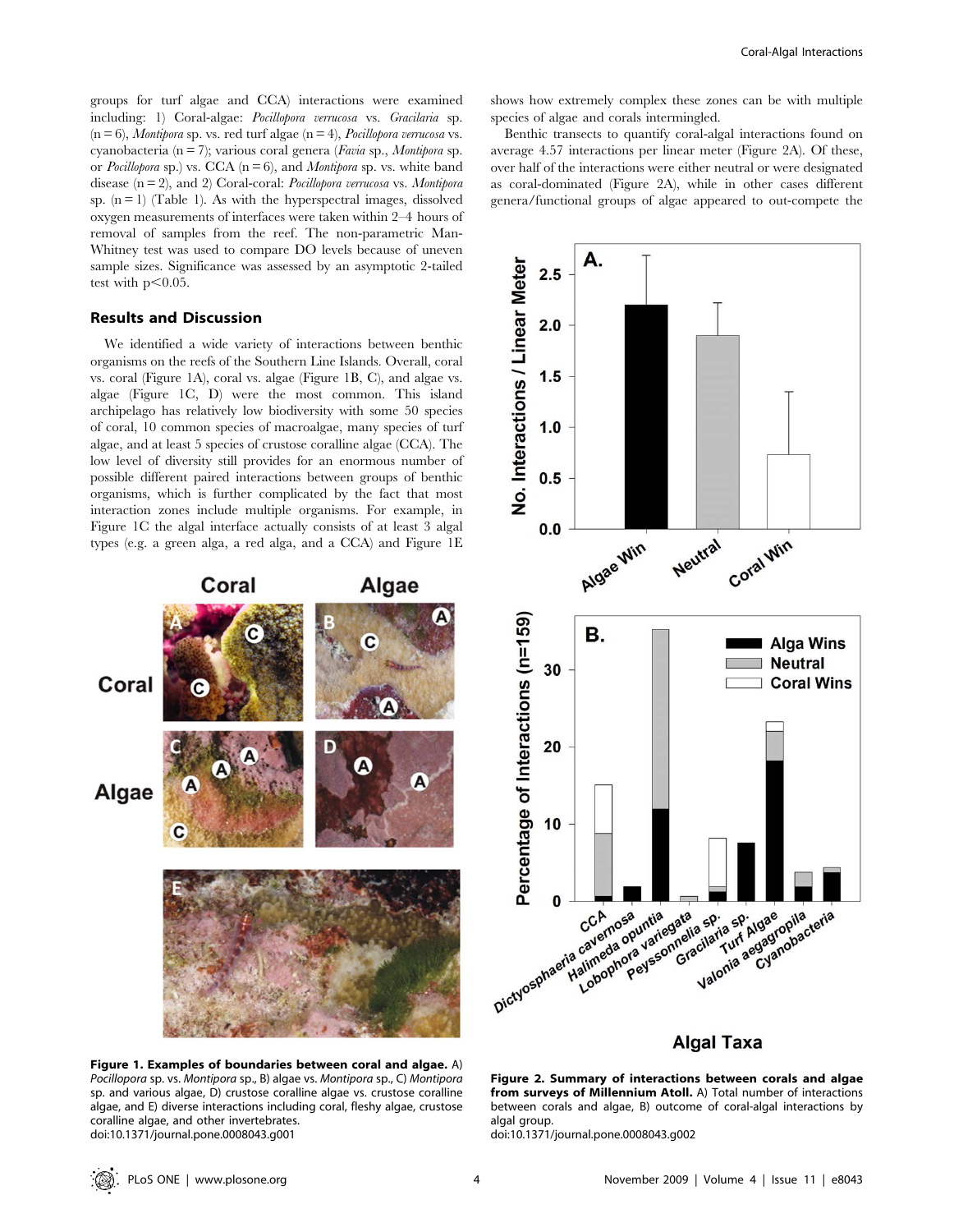groups for turf algae and CCA) interactions were examined including: 1) Coral-algae: *Pocillopora verrucosa* vs. *Gracilaria* sp. (n = 6), *Montipora* sp. vs. red turf algae (n = 4), *Pocillopora verrucosa* vs. cyanobacteria (n = 7); various coral genera (*Favia* sp., *Montipora* sp. or *Pocillopora* sp.) vs. CCA (n = 6), and *Montipora* sp. vs. white band disease (n = 2), and 2) Coral-coral: *Pocillopora verrucosa* vs. *Montipora* sp. (n = 1) (Table 1). As with the hyperspectral images, dissolved oxygen measurements of interfaces were taken within 2–4 hours of removal of samples from the reef. The non-parametric Man-Whitney test was used to compare DO levels because of uneven sample sizes. Significance was assessed by an asymptotic 2-tailed test with $p<0.05$.

## Results and Discussion

We identified a wide variety of interactions between benthic organisms on the reefs of the Southern Line Islands. Overall, coral vs. coral (Figure 1A), coral vs. algae (Figure 1B, C), and algae vs. algae (Figure 1C, D) were the most common. This island archipelago has relatively low biodiversity with some 50 species of coral, 10 common species of macroalgae, many species of turf algae, and at least 5 species of crustose coralline algae (CCA). The low level of diversity still provides for an enormous number of possible different paired interactions between groups of benthic organisms, which is further complicated by the fact that most interaction zones include multiple organisms. For example, in Figure 1C the algal interface actually consists of at least 3 algal types (e.g. a green alga, a red alga, and a CCA) and Figure 1E shows how extremely complex these zones can be with multiple species of algae and corals intermingled.

Benthic transects to quantify coral-algal interactions found on average 4.57 interactions per linear meter (Figure 2A). Of these, over half of the interactions were either neutral or were designated as coral-dominated (Figure 2A), while in other cases different genera/functional groups of algae appeared to out-compete the

**Figure 1. Examples of boundaries between coral and algae.** A) *Pocillopora* sp. vs. *Montipora* sp., B) algae vs. *Montipora* sp., C) *Montipora* sp. and various algae, D) crustose coralline algae vs. crustose coralline algae, and E) diverse interactions including coral, fleshy algae, crustose coralline algae, and other invertebrates.
doi:10.1371/journal.pone.0008043.g001

**Figure 2. Summary of interactions between corals and algae from surveys of Millennium Atoll.** A) Total number of interactions between corals and algae, B) outcome of coral-algal interactions by algal group.
doi:10.1371/journal.pone.0008043.g002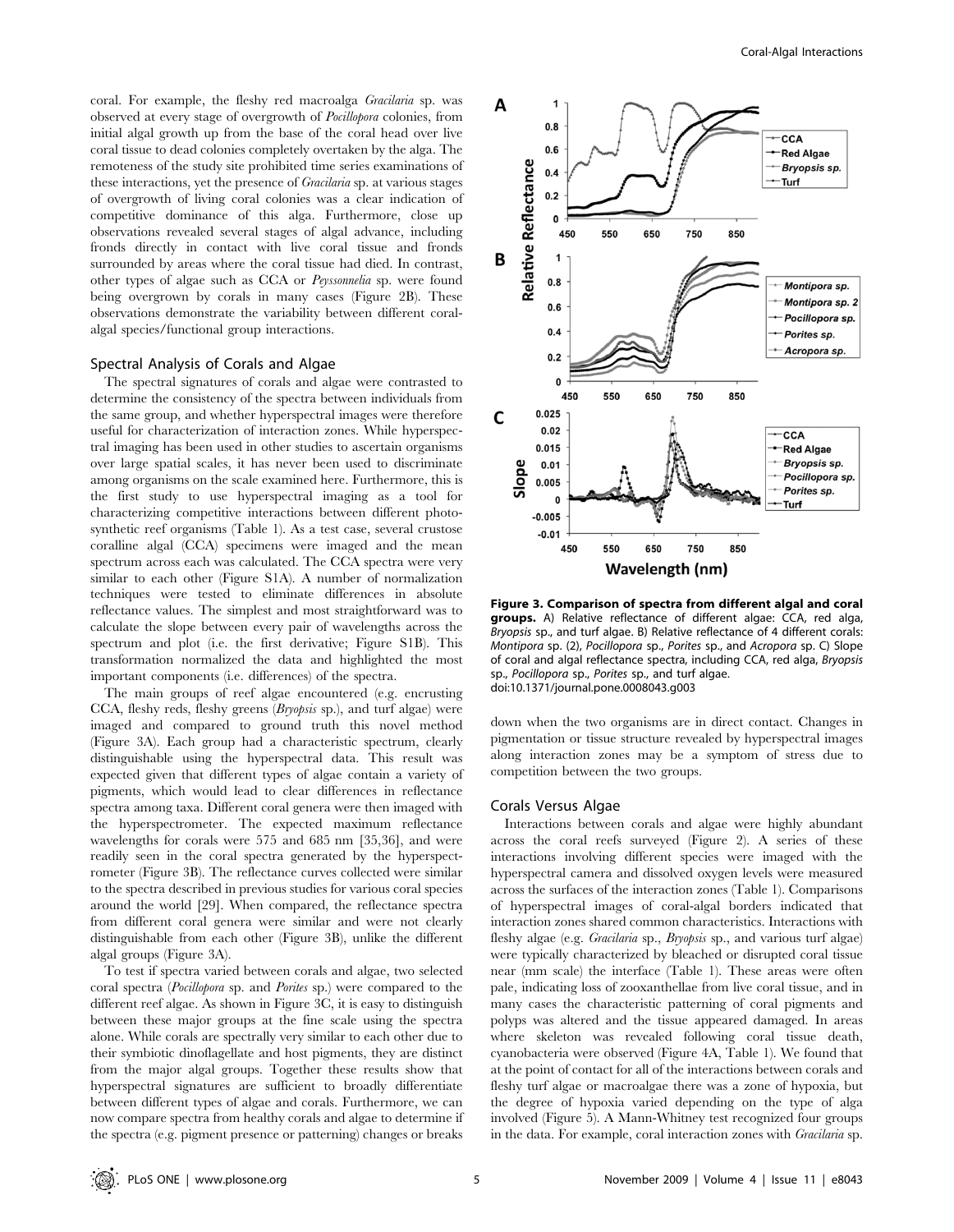coral. For example, the fleshy red macroalga *Gracilaria* sp. was observed at every stage of overgrowth of *Pocillopora* colonies, from initial algal growth up from the base of the coral head over live coral tissue to dead colonies completely overtaken by the alga. The remoteness of the study site prohibited time series examinations of these interactions, yet the presence of *Gracilaria* sp. at various stages of overgrowth of living coral colonies was a clear indication of competitive dominance of this alga. Furthermore, close up observations revealed several stages of algal advance, including fronds directly in contact with live coral tissue and fronds surrounded by areas where the coral tissue had died. In contrast, other types of algae such as CCA or *Peyssonnelia* sp. were found being overgrown by corals in many cases (Figure 2B). These observations demonstrate the variability between different coral-algal species/functional group interactions.

## Spectral Analysis of Corals and Algae

The spectral signatures of corals and algae were contrasted to determine the consistency of the spectra between individuals from the same group, and whether hyperspectral images were therefore useful for characterization of interaction zones. While hyperspectral imaging has been used in other studies to ascertain organisms over large spatial scales, it has never been used to discriminate among organisms on the scale examined here. Furthermore, this is the first study to use hyperspectral imaging as a tool for characterizing competitive interactions between different photosynthetic reef organisms (Table 1). As a test case, several crustose coralline algal (CCA) specimens were imaged and the mean spectrum across each was calculated. The CCA spectra were very similar to each other (Figure S1A). A number of normalization techniques were tested to eliminate differences in absolute reflectance values. The simplest and most straightforward was to calculate the slope between every pair of wavelengths across the spectrum and plot (i.e. the first derivative; Figure S1B). This transformation normalized the data and highlighted the most important components (i.e. differences) of the spectra.

The main groups of reef algae encountered (e.g. encrusting CCA, fleshy reds, fleshy greens (*Bryopsis* sp.), and turf algae) were imaged and compared to ground truth this novel method (Figure 3A). Each group had a characteristic spectrum, clearly distinguishable using the hyperspectral data. This result was expected given that different types of algae contain a variety of pigments, which would lead to clear differences in reflectance spectra among taxa. Different coral genera were then imaged with the hyperspectrometer. The expected maximum reflectance wavelengths for corals were 575 and 685 nm [35,36], and were readily seen in the coral spectra generated by the hyperspectrometer (Figure 3B). The reflectance curves collected were similar to the spectra described in previous studies for various coral species around the world [29]. When compared, the reflectance spectra from different coral genera were similar and were not clearly distinguishable from each other (Figure 3B), unlike the different algal groups (Figure 3A).

To test if spectra varied between corals and algae, two selected coral spectra (*Pocillopora* sp. and *Porites* sp.) were compared to the different reef algae. As shown in Figure 3C, it is easy to distinguish between these major groups at the fine scale using the spectra alone. While corals are spectrally very similar to each other due to their symbiotic dinoflagellate and host pigments, they are distinct from the major algal groups. Together these results show that hyperspectral signatures are sufficient to broadly differentiate between different types of algae and corals. Furthermore, we can now compare spectra from healthy corals and algae to determine if the spectra (e.g. pigment presence or patterning) changes or breaks down when the two organisms are in direct contact. Changes in pigmentation or tissue structure revealed by hyperspectral images along interaction zones may be a symptom of stress due to competition between the two groups.

A
Relative Reflectance
CCA
Red Algae
*Bryopsis sp.*
Turf
450 550 650 750 850

B
*Montipora sp.*
*Montipora sp. 2*
*Pocillopora sp.*
*Porites sp.*
*Acropora sp.*
450 550 650 750 850

C
Slope
CCA
Red Algae
*Bryopsis sp.*
*Pocillopora sp.*
*Porites sp.*
Turf
450 550 650 750 850
Wavelength (nm)

**Figure 3. Comparison of spectra from different algal and coral groups.** A) Relative reflectance of different algae: CCA, red alga, *Bryopsis* sp., and turf algae. B) Relative reflectance of 4 different corals: *Montipora* sp. (2), *Pocillopora* sp., *Porites* sp., and *Acropora* sp. C) Slope of coral and algal reflectance spectra, including CCA, red alga, *Bryopsis* sp., *Pocillopora* sp., *Porites* sp., and turf algae.
doi:10.1371/journal.pone.0008043.g003

## Corals Versus Algae

Interactions between corals and algae were highly abundant across the coral reefs surveyed (Figure 2). A series of these interactions involving different species were imaged with the hyperspectral camera and dissolved oxygen levels were measured across the surfaces of the interaction zones (Table 1). Comparisons of hyperspectral images of coral-algal borders indicated that interaction zones shared common characteristics. Interactions with fleshy algae (e.g. *Gracilaria* sp., *Bryopsis* sp., and various turf algae) were typically characterized by bleached or disrupted coral tissue near (mm scale) the interface (Table 1). These areas were often pale, indicating loss of zooxanthellae from live coral tissue, and in many cases the characteristic patterning of coral pigments and polyps was altered and the tissue appeared damaged. In areas where skeleton was revealed following coral tissue death, cyanobacteria were observed (Figure 4A, Table 1). We found that at the point of contact for all of the interactions between corals and fleshy turf algae or macroalgae there was a zone of hypoxia, but the degree of hypoxia varied depending on the type of alga involved (Figure 5). A Mann-Whitney test recognized four groups in the data. For example, coral interaction zones with *Gracilaria* sp.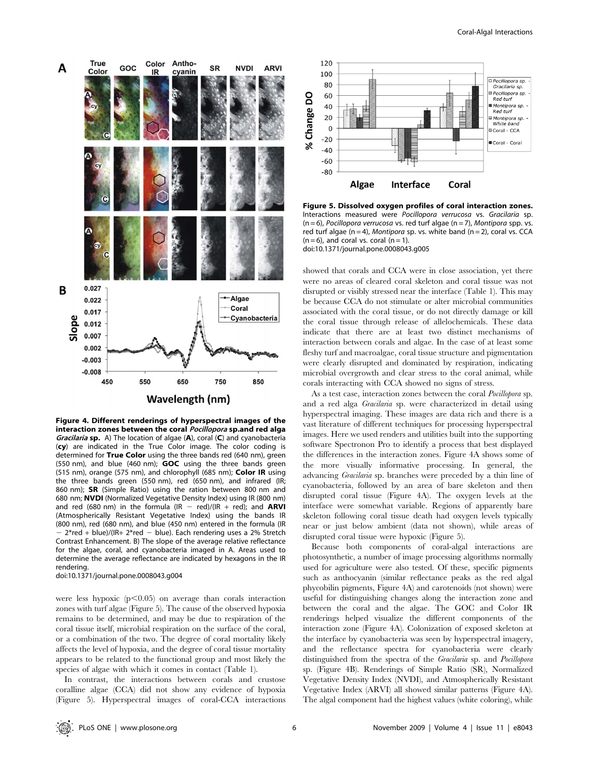**Figure 4. Different renderings of hyperspectral images of the interaction zones between the coral *Pocillopora* sp.and red alga *Gracilaria* sp.** A) The location of algae (**A**), coral (**C**) and cyanobacteria (**cy**) are indicated in the True Color image. The color coding is determined for **True Color** using the three bands red (640 nm), green (550 nm), and blue (460 nm); **GOC** using the three bands green (515 nm), orange (575 nm), and chlorophyll (685 nm); **Color IR** using the three bands green (550 nm), red (650 nm), and infrared (IR; 860 nm); **SR** (Simple Ratio) using the ration between 800 nm and 680 nm; **NVDI** (Normalized Vegetative Density Index) using IR (800 nm) and red (680 nm) in the formula (IR − red)/(IR + red); and **ARVI** (Atmospherically Resistant Vegetative Index) using the bands IR (800 nm), red (680 nm), and blue (450 nm) entered in the formula (IR − 2*red + blue)/(IR+ 2*red − blue). Each rendering uses a 2% Stretch Contrast Enhancement. B) The slope of the average relative reflectance for the algae, coral, and cyanobacteria imaged in A. Areas used to determine the average reflectance are indicated by hexagons in the IR rendering.
doi:10.1371/journal.pone.0008043.g004

were less hypoxic ($p<0.05$) on average than corals interaction zones with turf algae (Figure 5). The cause of the observed hypoxia remains to be determined, and may be due to respiration of the coral tissue itself, microbial respiration on the surface of the coral, or a combination of the two. The degree of coral mortality likely affects the level of hypoxia, and the degree of coral tissue mortality appears to be related to the functional group and most likely the species of algae with which it comes in contact (Table 1).

In contrast, the interactions between corals and crustose coralline algae (CCA) did not show any evidence of hypoxia (Figure 5). Hyperspectral images of coral-CCA interactions showed that corals and CCA were in close association, yet there were no areas of cleared coral skeleton and coral tissue was not disrupted or visibly stressed near the interface (Table 1). This may be because CCA do not stimulate or alter microbial communities associated with the coral tissue, or do not directly damage or kill the coral tissue through release of allelochemicals. These data indicate that there are at least two distinct mechanisms of interaction between corals and algae. In the case of at least some fleshy turf and macroalgae, coral tissue structure and pigmentation were clearly disrupted and dominated by respiration, indicating microbial overgrowth and clear stress to the coral animal, while corals interacting with CCA showed no signs of stress.

**Figure 5. Dissolved oxygen profiles of coral interaction zones.** Interactions measured were *Pocillopora verrucosa* vs. *Gracilaria* sp. (n = 6), *Pocillopora verrucosa* vs. red turf algae (n = 7), *Montipora* spp. vs. red turf algae (n = 4), *Montipora* sp. vs. white band (n = 2), coral vs. CCA (n = 6), and coral vs. coral (n = 1).
doi:10.1371/journal.pone.0008043.g005

As a test case, interaction zones between the coral *Pocillopora* sp. and a red alga *Gracilaria* sp. were characterized in detail using hyperspectral imaging. These images are data rich and there is a vast literature of different techniques for processing hyperspectral images. Here we used renders and utilities built into the supporting software Spectronon Pro to identify a process that best displayed the differences in the interaction zones. Figure 4A shows some of the more visually informative processing. In general, the advancing *Gracilaria* sp. branches were preceded by a thin line of cyanobacteria, followed by an area of bare skeleton and then disrupted coral tissue (Figure 4A). The oxygen levels at the interface were somewhat variable. Regions of apparently bare skeleton following coral tissue death had oxygen levels typically near or just below ambient (data not shown), while areas of disrupted coral tissue were hypoxic (Figure 5).

Because both components of coral-algal interactions are photosynthetic, a number of image processing algorithms normally used for agriculture were also tested. Of these, specific pigments such as anthocyanin (similar reflectance peaks as the red algal phycobilin pigments, Figure 4A) and carotenoids (not shown) were useful for distinguishing changes along the interaction zone and between the coral and the algae. The GOC and Color IR renderings helped visualize the different components of the interaction zone (Figure 4A). Colonization of exposed skeleton at the interface by cyanobacteria was seen by hyperspectral imagery, and the reflectance spectra for cyanobacteria were clearly distinguished from the spectra of the *Gracilaria* sp. and *Pocillopora* sp. (Figure 4B). Renderings of Simple Ratio (SR), Normalized Vegetative Density Index (NVDI), and Atmospherically Resistant Vegetative Index (ARVI) all showed similar patterns (Figure 4A). The algal component had the highest values (white coloring), while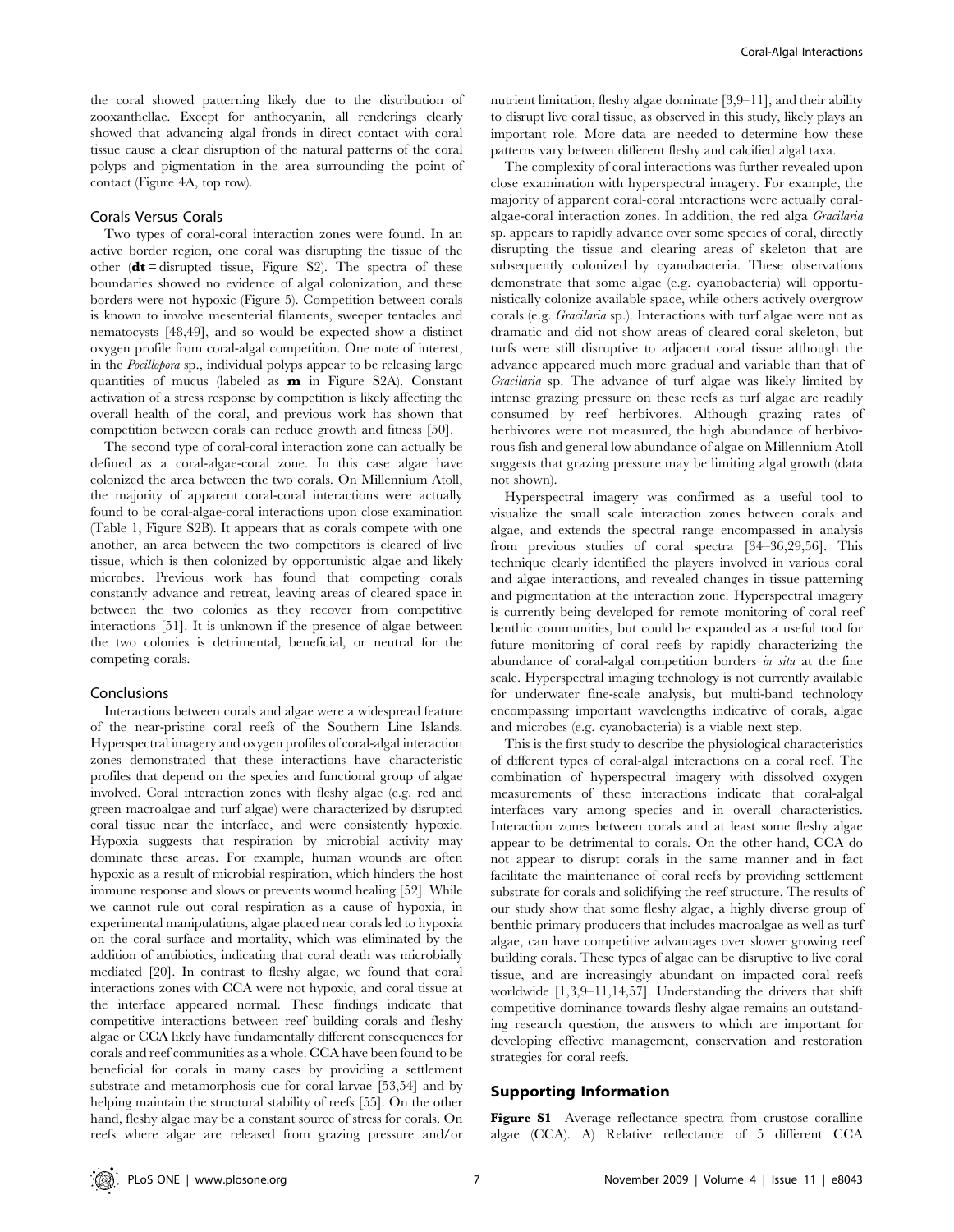the coral showed patterning likely due to the distribution of zooxanthellae. Except for anthocyanin, all renderings clearly showed that advancing algal fronds in direct contact with coral tissue cause a clear disruption of the natural patterns of the coral polyps and pigmentation in the area surrounding the point of contact (Figure 4A, top row).

### Corals Versus Corals

Two types of coral-coral interaction zones were found. In an active border region, one coral was disrupting the tissue of the other (**dt** = disrupted tissue, Figure S2). The spectra of these boundaries showed no evidence of algal colonization, and these borders were not hypoxic (Figure 5). Competition between corals is known to involve mesenterial filaments, sweeper tentacles and nematocysts [48,49], and so would be expected show a distinct oxygen profile from coral-algal competition. One note of interest, in the *Pocillopora* sp., individual polyps appear to be releasing large quantities of mucus (labeled as **m** in Figure S2A). Constant activation of a stress response by competition is likely affecting the overall health of the coral, and previous work has shown that competition between corals can reduce growth and fitness [50].

The second type of coral-coral interaction zone can actually be defined as a coral-algae-coral zone. In this case algae have colonized the area between the two corals. On Millennium Atoll, the majority of apparent coral-coral interactions were actually found to be coral-algae-coral interactions upon close examination (Table 1, Figure S2B). It appears that as corals compete with one another, an area between the two competitors is cleared of live tissue, which is then colonized by opportunistic algae and likely microbes. Previous work has found that competing corals constantly advance and retreat, leaving areas of cleared space in between the two colonies as they recover from competitive interactions [51]. It is unknown if the presence of algae between the two colonies is detrimental, beneficial, or neutral for the competing corals.

## Conclusions

Interactions between corals and algae were a widespread feature of the near-pristine coral reefs of the Southern Line Islands. Hyperspectral imagery and oxygen profiles of coral-algal interaction zones demonstrated that these interactions have characteristic profiles that depend on the species and functional group of algae involved. Coral interaction zones with fleshy algae (e.g. red and green macroalgae and turf algae) were characterized by disrupted coral tissue near the interface, and were consistently hypoxic. Hypoxia suggests that respiration by microbial activity may dominate these areas. For example, human wounds are often hypoxic as a result of microbial respiration, which hinders the host immune response and slows or prevents wound healing [52]. While we cannot rule out coral respiration as a cause of hypoxia, in experimental manipulations, algae placed near corals led to hypoxia on the coral surface and mortality, which was eliminated by the addition of antibiotics, indicating that coral death was microbially mediated [20]. In contrast to fleshy algae, we found that coral interactions zones with CCA were not hypoxic, and coral tissue at the interface appeared normal. These findings indicate that competitive interactions between reef building corals and fleshy algae or CCA likely have fundamentally different consequences for corals and reef communities as a whole. CCA have been found to be beneficial for corals in many cases by providing a settlement substrate and metamorphosis cue for coral larvae [53,54] and by helping maintain the structural stability of reefs [55]. On the other hand, fleshy algae may be a constant source of stress for corals. On reefs where algae are released from grazing pressure and/or nutrient limitation, fleshy algae dominate [3,9–11], and their ability to disrupt live coral tissue, as observed in this study, likely plays an important role. More data are needed to determine how these patterns vary between different fleshy and calcified algal taxa.

The complexity of coral interactions was further revealed upon close examination with hyperspectral imagery. For example, the majority of apparent coral-coral interactions were actually coral-algae-coral interaction zones. In addition, the red alga *Gracilaria* sp. appears to rapidly advance over some species of coral, directly disrupting the tissue and clearing areas of skeleton that are subsequently colonized by cyanobacteria. These observations demonstrate that some algae (e.g. cyanobacteria) will opportunistically colonize available space, while others actively overgrow corals (e.g. *Gracilaria* sp.). Interactions with turf algae were not as dramatic and did not show areas of cleared coral skeleton, but turfs were still disruptive to adjacent coral tissue although the advance appeared much more gradual and variable than that of *Gracilaria* sp. The advance of turf algae was likely limited by intense grazing pressure on these reefs as turf algae are readily consumed by reef herbivores. Although grazing rates of herbivores were not measured, the high abundance of herbivorous fish and general low abundance of algae on Millennium Atoll suggests that grazing pressure may be limiting algal growth (data not shown).

Hyperspectral imagery was confirmed as a useful tool to visualize the small scale interaction zones between corals and algae, and extends the spectral range encompassed in analysis from previous studies of coral spectra [34–36,29,56]. This technique clearly identified the players involved in various coral and algae interactions, and revealed changes in tissue patterning and pigmentation at the interaction zone. Hyperspectral imagery is currently being developed for remote monitoring of coral reef benthic communities, but could be expanded as a useful tool for future monitoring of coral reefs by rapidly characterizing the abundance of coral-algal competition borders *in situ* at the fine scale. Hyperspectral imaging technology is not currently available for underwater fine-scale analysis, but multi-band technology encompassing important wavelengths indicative of corals, algae and microbes (e.g. cyanobacteria) is a viable next step.

This is the first study to describe the physiological characteristics of different types of coral-algal interactions on a coral reef. The combination of hyperspectral imagery with dissolved oxygen measurements of these interactions indicate that coral-algal interfaces vary among species and in overall characteristics. Interaction zones between corals and at least some fleshy algae appear to be detrimental to corals. On the other manner, CCA do not appear to disrupt corals in the same manner and in fact facilitate the maintenance of coral reefs by providing settlement substrate for corals and solidifying the reef structure. The results of our study show that some fleshy algae, a highly diverse group of benthic primary producers that includes macroalgae as well as turf algae, can have competitive advantages over slower growing reef building corals. These types of algae can be disruptive to live coral tissue, and are increasingly abundant on impacted coral reefs worldwide [1,3,9–11,14,57]. Understanding the drivers that shift competitive dominance towards fleshy algae remains an outstanding research question, the answers to which are important for developing effective management, conservation and restoration strategies for coral reefs.

## Supporting Information

**Figure S1** Average reflectance spectra from crustose coralline algae (CCA). A) Relative reflectance of 5 different CCA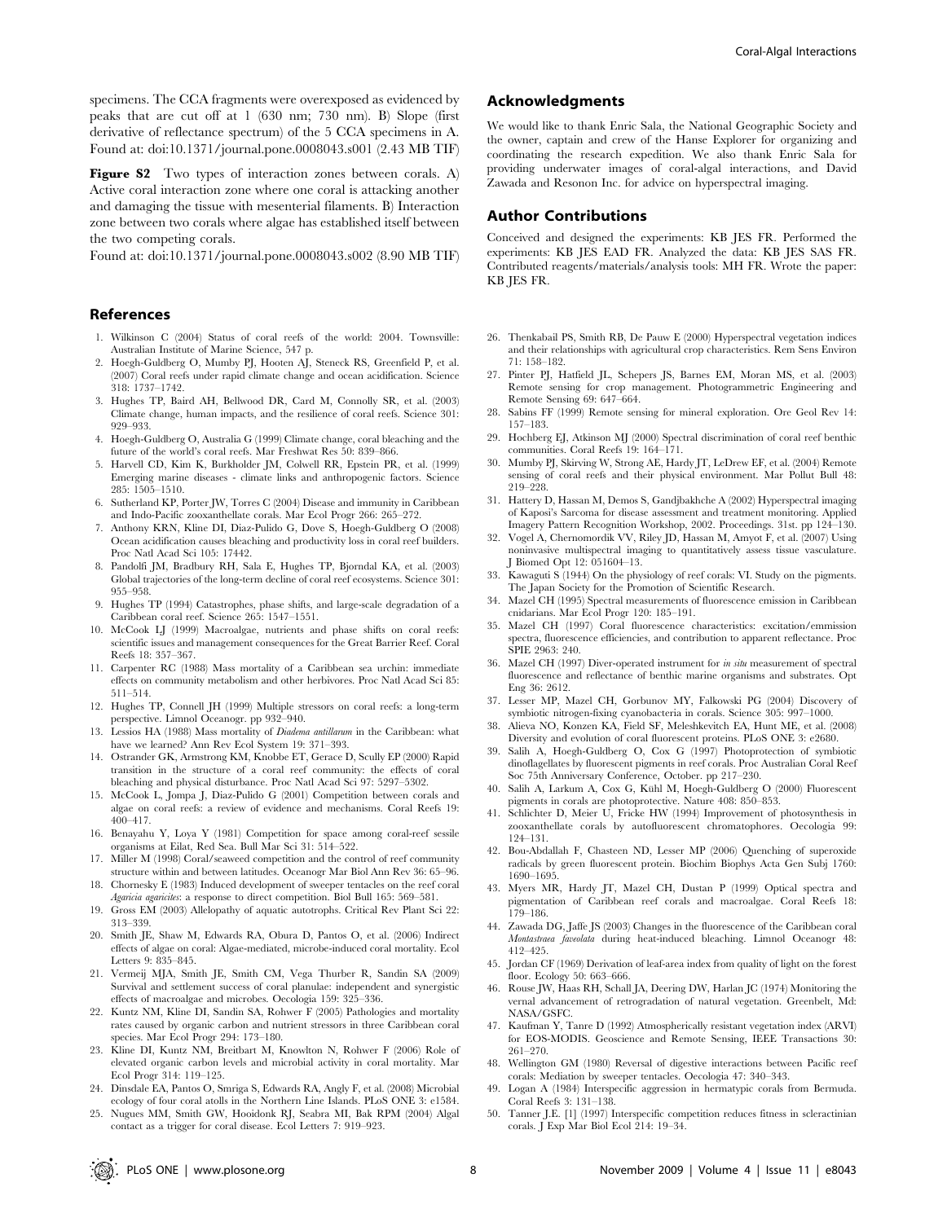specimens. The CCA fragments were overexposed as evidenced by peaks that are cut off at 1 (630 nm; 730 nm). B) Slope (first derivative of reflectance spectrum) of the 5 CCA specimens in A.
Found at: doi:10.1371/journal.pone.0008043.s001 (2.43 MB TIF)

**Figure S2** Two types of interaction zones between corals. A) Active coral interaction zone where one coral is attacking another and damaging the tissue with mesenterial filaments. B) Interaction zone between two corals where algae has established itself between the two competing corals.
Found at: doi:10.1371/journal.pone.0008043.s002 (8.90 MB TIF)

## Acknowledgments

We would like to thank Enric Sala, the National Geographic Society and the owner, captain and crew of the Hanse Explorer for organizing and coordinating the research expedition. We also thank Enric Sala for providing underwater images of coral-algal interactions, and David Zawada and Resonon Inc. for advice on hyperspectral imaging.

## Author Contributions

Conceived and designed the experiments: KB JES FR. Performed the experiments: KB JES EAD FR. Analyzed the data: KB JES SAS FR. Contributed reagents/materials/analysis tools: MH FR. Wrote the paper: KB JES FR.

## References

1. Wilkinson C (2004) Status of coral reefs of the world: 2004. Townsville: Australian Institute of Marine Science, 547 p.
2. Hoegh-Guldberg O, Mumby PJ, Hooten AJ, Steneck RS, Greenfield P, et al. (2007) Coral reefs under rapid climate change and ocean acidification. Science 318: 1737–1742.
3. Hughes TP, Baird AH, Bellwood DR, Card M, Connolly SR, et al. (2003) Climate change, human impacts, and the resilience of coral reefs. Science 301: 929–933.
4. Hoegh-Guldberg O, Australia G (1999) Climate change, coral bleaching and the future of the world's coral reefs. Mar Freshwat Res 50: 839–866.
5. Harvell CD, Kim K, Burkholder JM, Colwell RR, Epstein PR, et al. (1999) Emerging marine diseases - climate links and anthropogenic factors. Science 285: 1505–1510.
6. Sutherland KP, Porter JW, Torres C (2004) Disease and immunity in Caribbean and Indo-Pacific zooxanthellate corals. Mar Ecol Progr 266: 265–272.
7. Anthony KRN, Kline DI, Diaz-Pulido G, Dove S, Hoegh-Guldberg O (2008) Ocean acidification causes bleaching and productivity loss in coral reef builders. Proc Natl Acad Sci 105: 17442.
8. Pandolfi JM, Bradbury RH, Sala E, Hughes TP, Bjorndal KA, et al. (2003) Global trajectories of the long-term decline of coral reef ecosystems. Science 301: 955–958.
9. Hughes TP (1994) Catastrophes, phase shifts, and large-scale degradation of a Caribbean coral reef. Science 265: 1547–1551.
10. McCook LJ (1999) Macroalgae, nutrients and phase shifts on coral reefs: scientific issues and management consequences for the Great Barrier Reef. Coral Reefs 18: 357–367.
11. Carpenter RC (1988) Mass mortality of a Caribbean sea urchin: immediate effects on community metabolism and other herbivores. Proc Natl Acad Sci 85: 511–514.
12. Hughes TP, Connell JH (1999) Multiple stressors on coral reefs: a long-term perspective. Limnol Oceanogr. pp 932–940.
13. Lessios HA (1988) Mass mortality of *Diadema antillarum* in the Caribbean: what have we learned? Ann Rev Ecol System 19: 371–393.
14. Ostrander GK, Armstrong KM, Knobbe ET, Gerace D, Scully EP (2000) Rapid transition in the structure of a coral reef community: the effects of coral bleaching and physical disturbance. Proc Natl Acad Sci 97: 5297–5302.
15. McCook L, Jompa J, Diaz-Pulido G (2001) Competition between corals and algae on coral reefs: a review of evidence and mechanisms. Coral Reefs 19: 400–417.
16. Benayahu Y, Loya Y (1981) Competition for space among coral-reef sessile organisms at Eilat, Red Sea. Bull Mar Sci 31: 514–522.
17. Miller M (1998) Coral/seaweed competition and the control of reef community structure within and between latitudes. Oceanogr Mar Biol Ann Rev 36: 65–96.
18. Chornesky E (1983) Induced development of sweeper tentacles on the reef coral *Agaricia agaricites*: a response to direct competition. Biol Bull 165: 569–581.
19. Gross EM (2003) Allelopathy of aquatic autotrophs. Critical Rev Plant Sci 22: 313–339.
20. Smith JE, Shaw M, Edwards RA, Obura D, Pantos O, et al. (2006) Indirect effects of algae on coral: Algae-mediated, microbe-induced coral mortality. Ecol Letters 9: 835–845.
21. Vermeij MJA, Smith JE, Smith CM, Vega Thurber R, Sandin SA (2009) Survival and settlement success of coral planulae: independent and synergistic effects of macroalgae and microbes. Oecologia 159: 325–336.
22. Kuntz NM, Kline DI, Sandin SA, Rohwer F (2005) Pathologies and mortality rates caused by organic carbon and nutrient stressors in three Caribbean coral species. Mar Ecol Progr 294: 173–180.
23. Kline DI, Kuntz NM, Breitbart M, Knowlton N, Rohwer F (2006) Role of elevated organic carbon levels and microbial activity in coral mortality. Mar Ecol Progr 314: 119–125.
24. Dinsdale EA, Pantos O, Smriga S, Edwards RA, Angly F, et al. (2008) Microbial ecology of four coral atolls in the Northern Line Islands. PLoS ONE 3: e1584.
25. Nugues MM, Smith GW, Hooidonk RJ, Seabra MI, Bak RPM (2004) Algal contact as a trigger for coral disease. Ecol Letters 7: 919–923.
26. Thenkabail PS, Smith RB, De Pauw E (2000) Hyperspectral vegetation indices and their relationships with agricultural crop characteristics. Rem Sens Environ 71: 158–182.
27. Pinter PJ, Hatfield JL, Schepers JS, Barnes EM, Moran MS, et al. (2003) Remote sensing for crop management. Photogrammetric Engineering and Remote Sensing 69: 647–664.
28. Sabins FF (1999) Remote sensing for mineral exploration. Ore Geol Rev 14: 157–183.
29. Hochberg EJ, Atkinson MJ (2000) Spectral discrimination of coral reef benthic communities. Coral Reefs 19: 164–171.
30. Mumby PJ, Skirving W, Strong AE, Hardy JT, LeDrew EF, et al. (2004) Remote sensing of coral reefs and their physical environment. Mar Pollut Bull 48: 219–228.
31. Hattery D, Hassan M, Demos S, Gandjbakhche A (2002) Hyperspectral imaging of Kaposi's Sarcoma for disease assessment and treatment monitoring. Applied Imagery Pattern Recognition Workshop, 2002. Proceedings. 31st. pp 124–130.
32. Vogel A, Chernomordik VV, Riley JD, Hassan M, Amyot F, et al. (2007) Using noninvasive multispectral imaging to quantitatively assess tissue vasculature. J Biomed Opt 12: 051604–13.
33. Kawaguti S (1944) On the physiology of reef corals: VI. Study on the pigments. The Japan Society for the Promotion of Scientific Research.
34. Mazel CH (1995) Spectral measurements of fluorescence emission in Caribbean cnidarians. Mar Ecol Progr 120: 185–191.
35. Mazel CH (1997) Coral fluorescence characteristics: excitation/emission spectra, fluorescence efficiencies, and contribution to apparent reflectance. Proc SPIE 2963: 240.
36. Mazel CH (1997) Diver-operated instrument for *in situ* measurement of spectral fluorescence and reflectance of benthic marine organisms and substrates. Opt Eng 36: 2612.
37. Lesser MP, Mazel CH, Gorbunov MY, Falkowski PG (2004) Discovery of symbiotic nitrogen-fixing cyanobacteria in corals. Science 305: 997–1000.
38. Alieva NO, Konzen KA, Field SF, Meleshkevitch EA, Hunt ME, et al. (2008) Diversity and evolution of coral fluorescent proteins. PLoS ONE 3: e2680.
39. Salih A, Hoegh-Guldberg O, Cox G (1997) Photoprotection of symbiotic dinoflagellates by fluorescent pigments in reef corals. Proc Australian Coral Reef Soc 75th Anniversary Conference, October. pp 217–230.
40. Salih A, Larkum A, Cox G, Kühl M, Hoegh-Guldberg O (2000) Fluorescent pigments in corals are photoprotective. Nature 408: 850–853.
41. Schlichter D, Meier U, Fricke HW (1994) Improvement of photosynthesis in zooxanthellate corals by autofluorescent chromatophores. Oecologia 99: 124–131.
42. Bou-Abdallah F, Chasteen ND, Lesser MP (2006) Quenching of superoxide radicals by green fluorescent protein. Biochim Biophys Acta Gen Subj 1760: 1690–1695.
43. Myers MR, Hardy JT, Mazel CH, Dustan P (1999) Optical spectra and pigmentation of Caribbean reef corals and macroalgae. Coral Reefs 18: 179–186.
44. Zawada DG, Jaffe JS (2003) Changes in the fluorescence of the Caribbean coral *Montastraea faveolata* during heat-induced bleaching. Limnol Oceanogr 48: 412–425.
45. Jordan CF (1969) Derivation of leaf-area index from quality of light on the forest floor. Ecology 50: 663–666.
46. Rouse JW, Haas RH, Schall JA, Deering DW, Harlan JC (1974) Monitoring the vernal advancement of retrogradation of natural vegetation. Greenbelt, Md: NASA/GSFC.
47. Kaufman Y, Tanre D (1992) Atmospherically resistant vegetation index (ARVI) for EOS-MODIS. Geoscience and Remote Sensing, IEEE Transactions 30: 261–270.
48. Wellington GM (1980) Reversal of digestive interactions between Pacific reef corals: Mediation by sweeper tentacles. Oecologia 47: 340–343.
49. Logan A (1984) Interspecific aggression in hermatypic corals from Bermuda. Coral Reefs 3: 131–138.
50. Tanner J.E. [1] (1997) Interspecific competition reduces fitness in scleractinian corals. J Exp Mar Biol Ecol 214: 19–34.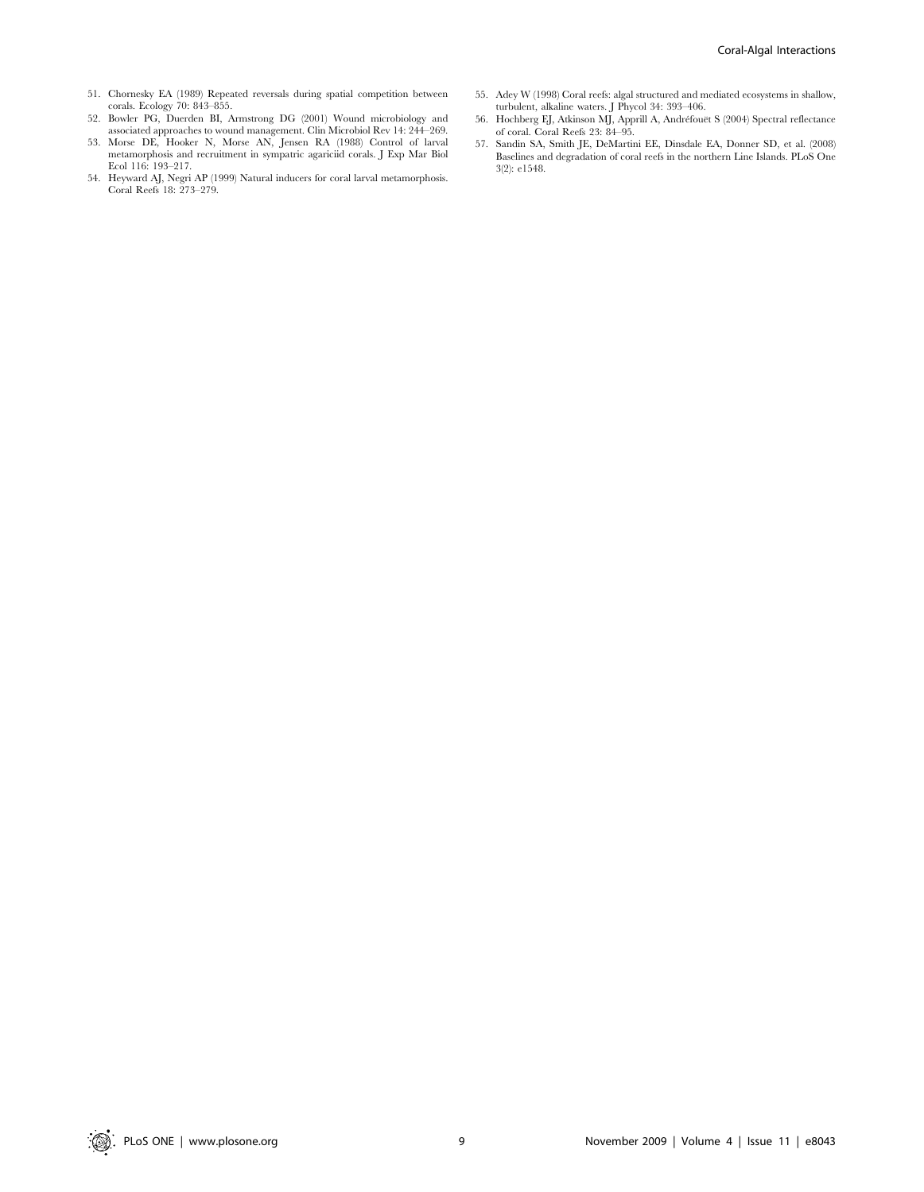51. Chornesky EA (1989) Repeated reversals during spatial competition between corals. Ecology 70: 843–855.
52. Bowler PG, Duerden BI, Armstrong DG (2001) Wound microbiology and associated approaches to wound management. Clin Microbiol Rev 14: 244–269.
53. Morse DE, Hooker N, Morse AN, Jensen RA (1988) Control of larval metamorphosis and recruitment in sympatric agariciid corals. J Exp Mar Biol Ecol 116: 193–217.
54. Heyward AJ, Negri AP (1999) Natural inducers for coral larval metamorphosis. Coral Reefs 18: 273–279.
55. Adey W (1998) Coral reefs: algal structured and mediated ecosystems in shallow, turbulent, alkaline waters. J Phycol 34: 393–406.
56. Hochberg EJ, Atkinson MJ, Apprill A, Andréfouët S (2004) Spectral reflectance of coral. Coral Reefs 23: 84–95.
57. Sandin SA, Smith JE, DeMartini EE, Dinsdale EA, Donner SD, et al. (2008) Baselines and degradation of coral reefs in the northern Line Islands. PLoS One 3(2): e1548.